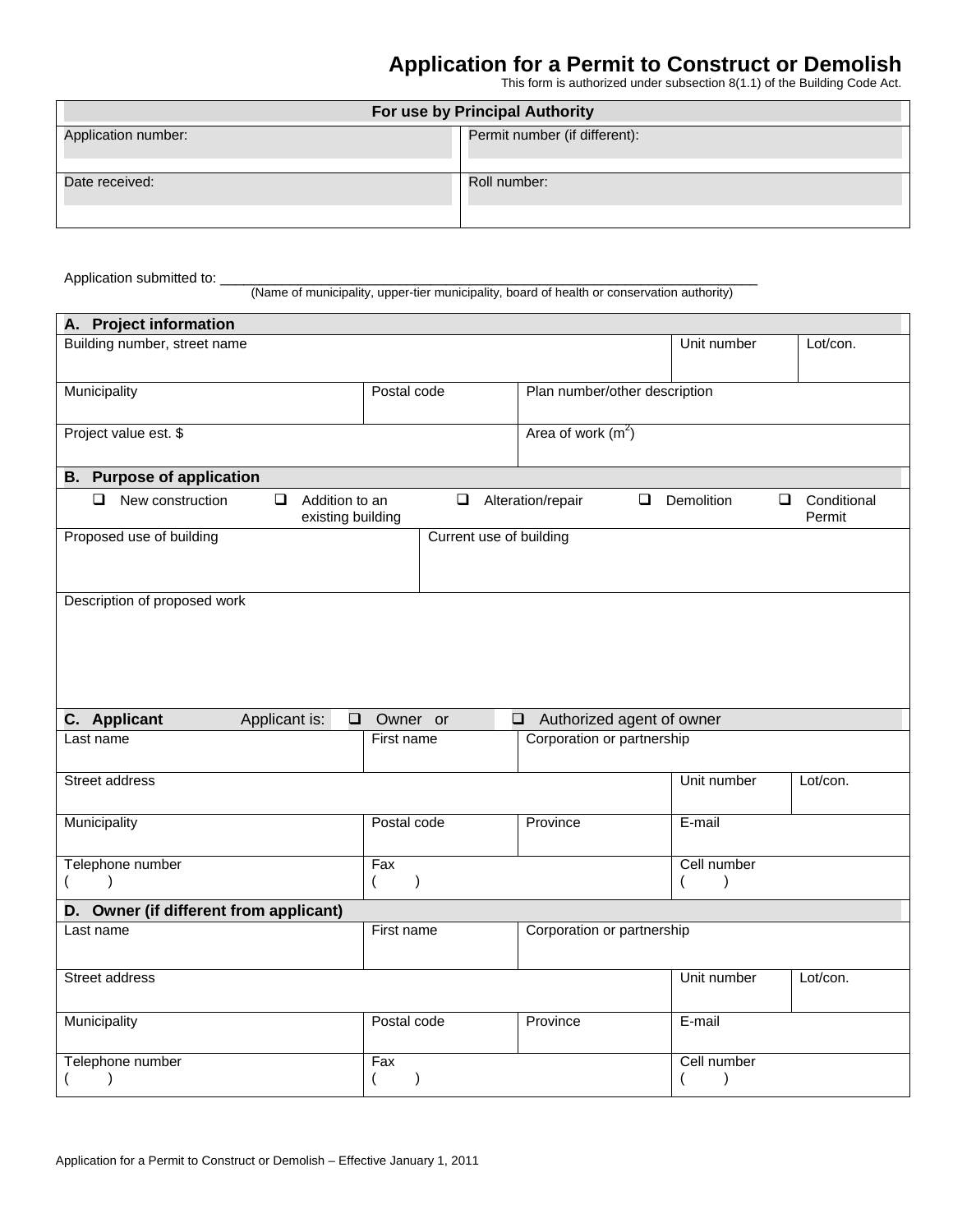# Application for a Permit to Construct or Demolish

This form is authorized under subsection 8(1.1) of the Building Code Act.

| For use by Principal Authority | |
|---|---|
| Application number: | Permit number (if different): |
| Date received: | Roll number: |

Application submitted to: ______________________________________________________________________
(Name of municipality, upper-tier municipality, board of health or conservation authority)

## A. Project information

| Building number, street name | | | Unit number | Lot/con. |
|---|---|---|---|---|
| Municipality | Postal code | Plan number/other description | | |
| Project value est. $ | | Area of work ($m^2$) | | |

## B. Purpose of application

☐ New construction ☐ Addition to an existing building ☐ Alteration/repair ☐ Demolition ☐ Conditional Permit

| Proposed use of building | Current use of building |
|---|---|
| | |

Description of proposed work

## C. Applicant

Applicant is: ☐ Owner or ☐ Authorized agent of owner

| Last name | First name | Corporation or partnership | | |
|---|---|---|---|---|
| Street address | | | Unit number | Lot/con. |
| Municipality | Postal code | Province | E-mail | |
| Telephone number ( ) | Fax ( ) | | Cell number ( ) | |

## D. Owner (if different from applicant)

| Last name | First name | Corporation or partnership | | |
|---|---|---|---|---|
| Street address | | | Unit number | Lot/con. |
| Municipality | Postal code | Province | E-mail | |
| Telephone number ( ) | Fax ( ) | | Cell number ( ) | |

Application for a Permit to Construct or Demolish – Effective January 1, 2011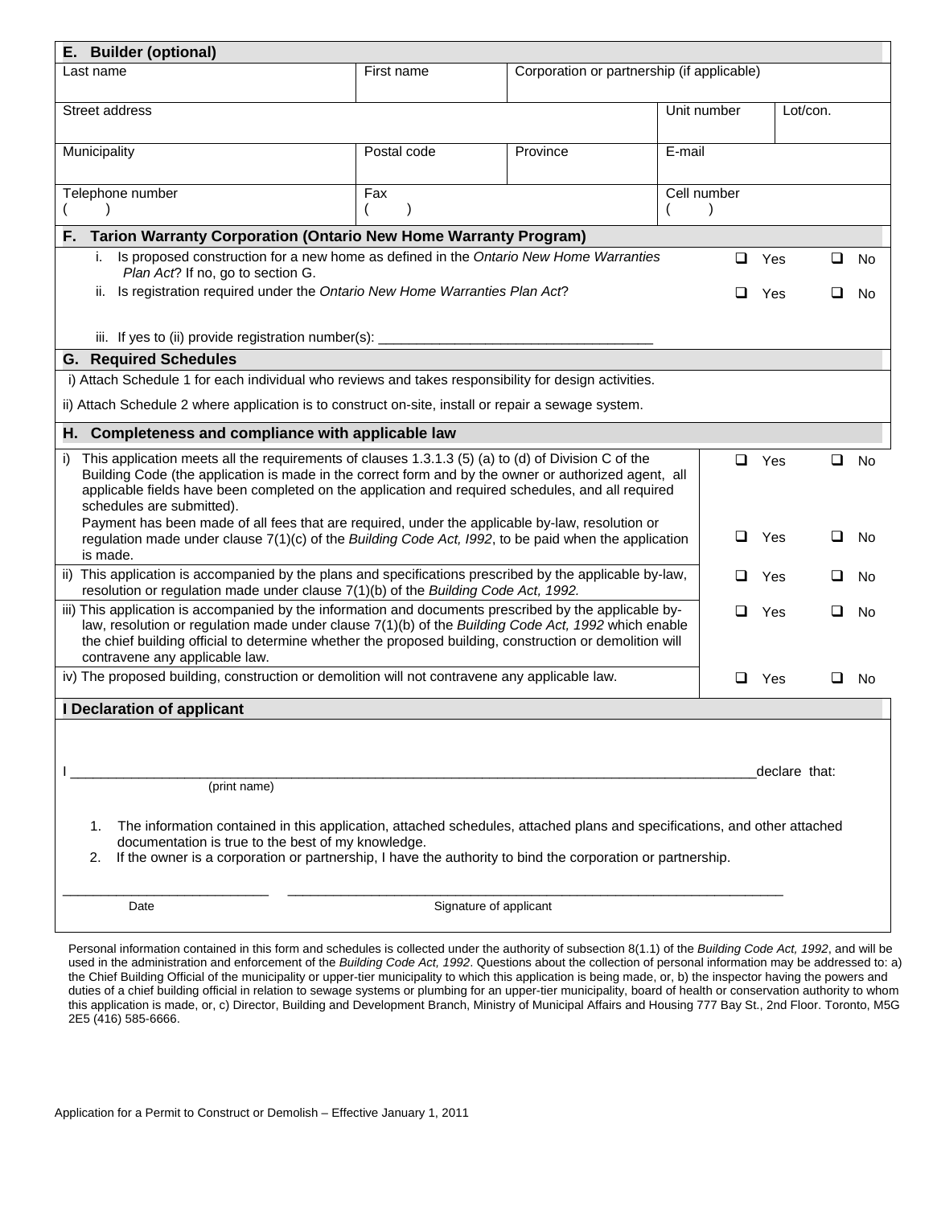**E. Builder (optional)**

| Last name | First name | Corporation or partnership (if applicable) | | |
|---|---|---|---|---|
| Street address | | | Unit number | Lot/con. |
| Municipality | Postal code | Province | E-mail | |
| Telephone number<br>( ) | Fax<br>( ) | | Cell number<br>( ) | |

**F. Tarion Warranty Corporation (Ontario New Home Warranty Program)**

| | | |
|---|---|---|
| i. Is proposed construction for a new home as defined in the *Ontario New Home Warranties Plan Act*? If no, go to section G. | ❑ Yes | ❑ No |
| ii. Is registration required under the *Ontario New Home Warranties Plan Act*? | ❑ Yes | ❑ No |
| iii. If yes to (ii) provide registration number(s): ___________________________________ | | |

**G. Required Schedules**

i) Attach Schedule 1 for each individual who reviews and takes responsibility for design activities.

ii) Attach Schedule 2 where application is to construct on-site, install or repair a sewage system.

**H. Completeness and compliance with applicable law**

| | | |
|---|---|---|
| i) This application meets all the requirements of clauses 1.3.1.3 (5) (a) to (d) of Division C of the Building Code (the application is made in the correct form and by the owner or authorized agent, all applicable fields have been completed on the application and required schedules, and all required schedules are submitted). | ❑ Yes | ❑ No |
| Payment has been made of all fees that are required, under the applicable by-law, resolution or regulation made under clause 7(1)(c) of the *Building Code Act, 1992*, to be paid when the application is made. | ❑ Yes | ❑ No |
| ii) This application is accompanied by the plans and specifications prescribed by the applicable by-law, resolution or regulation made under clause 7(1)(b) of the *Building Code Act, 1992.* | ❑ Yes | ❑ No |
| iii) This application is accompanied by the information and documents prescribed by the applicable by-law, resolution or regulation made under clause 7(1)(b) of the *Building Code Act, 1992* which enable the chief building official to determine whether the proposed building, construction or demolition will contravene any applicable law. | ❑ Yes | ❑ No |
| iv) The proposed building, construction or demolition will not contravene any applicable law. | ❑ Yes | ❑ No |

**I Declaration of applicant**

I ______________________________________________________________________________________declare that:
(print name)

1. The information contained in this application, attached schedules, attached plans and specifications, and other attached documentation is true to the best of my knowledge.
2. If the owner is a corporation or partnership, I have the authority to bind the corporation or partnership.

___________________________ ___________________________________________________________________
Date Signature of applicant

Personal information contained in this form and schedules is collected under the authority of subsection 8(1.1) of the *Building Code Act, 1992*, and will be used in the administration and enforcement of the *Building Code Act, 1992*. Questions about the collection of personal information may be addressed to: a) the Chief Building Official of the municipality or upper-tier municipality to which this application is being made, or, b) the inspector having the powers and duties of a chief building official in relation to sewage systems or plumbing for an upper-tier municipality, board of health or conservation authority to whom this application is made, or, c) Director, Building and Development Branch, Ministry of Municipal Affairs and Housing 777 Bay St., 2nd Floor. Toronto, M5G 2E5 (416) 585-6666.

Application for a Permit to Construct or Demolish – Effective January 1, 2011